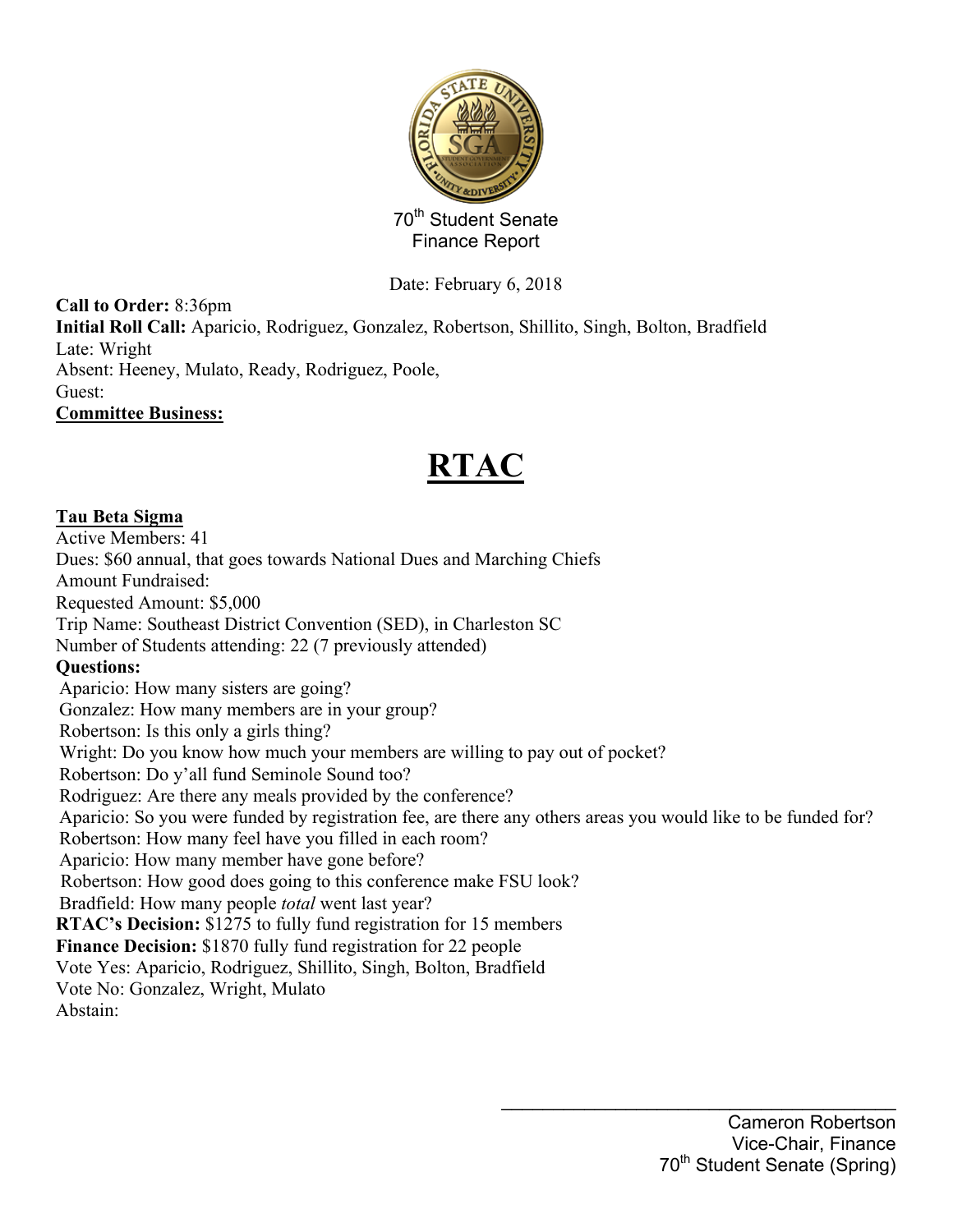70th Student Senate
Finance Report

Date: February 6, 2018

**Call to Order:** 8:36pm
**Initial Roll Call:** Aparicio, Rodriguez, Gonzalez, Robertson, Shillito, Singh, Bolton, Bradfield
Late: Wright
Absent: Heeney, Mulato, Ready, Rodriguez, Poole,
Guest:
**Committee Business:**

# RTAC

**Tau Beta Sigma**
Active Members: 41
Dues: $60 annual, that goes towards National Dues and Marching Chiefs
Amount Fundraised:
Requested Amount: $5,000
Trip Name: Southeast District Convention (SED), in Charleston SC
Number of Students attending: 22 (7 previously attended)
**Questions:**
Aparicio: How many sisters are going?
Gonzalez: How many members are in your group?
Robertson: Is this only a girls thing?
Wright: Do you know how much your members are willing to pay out of pocket?
Robertson: Do y'all fund Seminole Sound too?
Rodriguez: Are there any meals provided by the conference?
Aparicio: So you were funded by registration fee, are there any others areas you would like to be funded for?
Robertson: How many feel have you filled in each room?
Aparicio: How many member have gone before?
Robertson: How good does going to this conference make FSU look?
Bradfield: How many people *total* went last year?
**RTAC's Decision:** $1275 to fully fund registration for 15 members
**Finance Decision:** $1870 fully fund registration for 22 people
Vote Yes: Aparicio, Rodriguez, Shillito, Singh, Bolton, Bradfield
Vote No: Gonzalez, Wright, Mulato
Abstain:

\_\_\_\_\_\_\_\_\_\_\_\_\_\_\_\_\_\_\_\_\_\_\_\_\_\_\_\_\_\_\_\_\_\_\_\_\_\_\_\_
Cameron Robertson
Vice-Chair, Finance
70th Student Senate (Spring)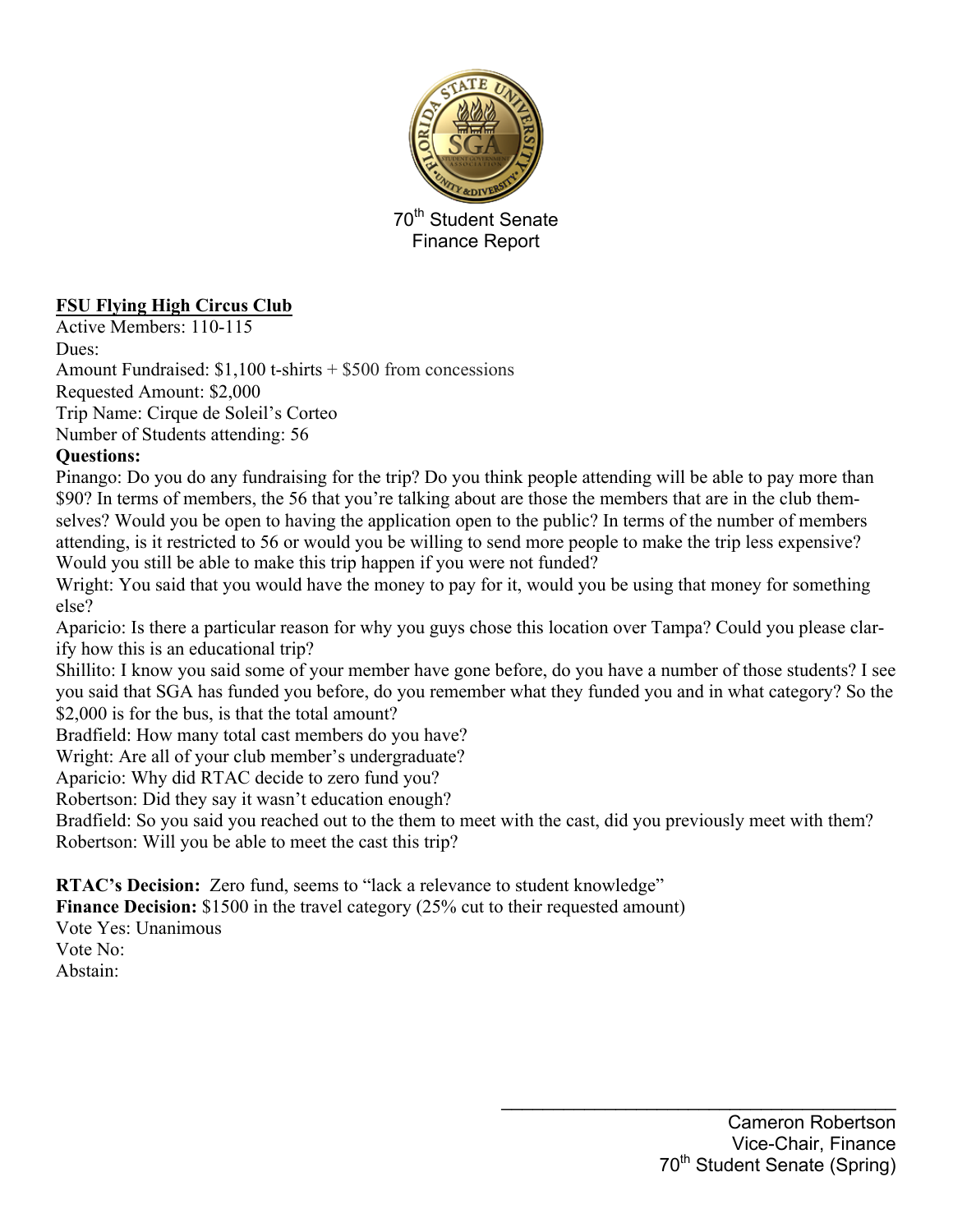70th Student Senate
Finance Report

**FSU Flying High Circus Club**

Active Members: 110-115
Dues:
Amount Fundraised: $1,100 t-shirts + $500 from concessions
Requested Amount: $2,000
Trip Name: Cirque de Soleil's Corteo
Number of Students attending: 56

**Questions:**

Pinango: Do you do any fundraising for the trip? Do you think people attending will be able to pay more than $90? In terms of members, the 56 that you're talking about are those the members that are in the club themselves? Would you be open to having the application open to the public? In terms of the number of members attending, is it restricted to 56 or would you be willing to send more people to make the trip less expensive? Would you still be able to make this trip happen if you were not funded?
Wright: You said that you would have the money to pay for it, would you be using that money for something else?
Aparicio: Is there a particular reason for why you guys chose this location over Tampa? Could you please clarify how this is an educational trip?
Shillito: I know you said some of your member have gone before, do you have a number of those students? I see you said that SGA has funded you before, do you remember what they funded you and in what category? So the $2,000 is for the bus, is that the total amount?
Bradfield: How many total cast members do you have?
Wright: Are all of your club member's undergraduate?
Aparicio: Why did RTAC decide to zero fund you?
Robertson: Did they say it wasn't education enough?
Bradfield: So you said you reached out to the them to meet with the cast, did you previously meet with them?
Robertson: Will you be able to meet the cast this trip?

**RTAC's Decision:** Zero fund, seems to "lack a relevance to student knowledge"
**Finance Decision:** $1500 in the travel category (25% cut to their requested amount)
Vote Yes: Unanimous
Vote No:
Abstain:

\_\_\_\_\_\_\_\_\_\_\_\_\_\_\_\_\_\_\_\_\_\_\_\_\_\_\_\_\_\_\_\_\_\_\_\_\_\_\_\_
Cameron Robertson
Vice-Chair, Finance
70th Student Senate (Spring)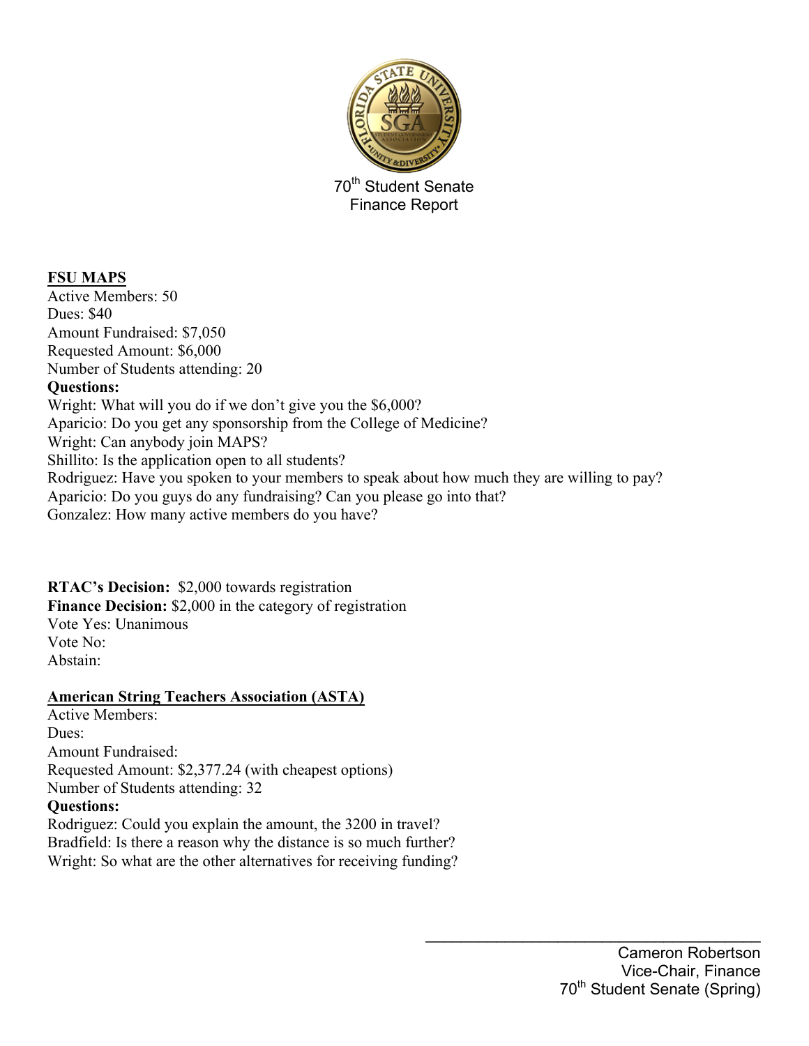70th Student Senate
Finance Report

**FSU MAPS**

Active Members: 50
Dues: $40
Amount Fundraised: $7,050
Requested Amount: $6,000
Number of Students attending: 20

**Questions:**

Wright: What will you do if we don't give you the $6,000?
Aparicio: Do you get any sponsorship from the College of Medicine?
Wright: Can anybody join MAPS?
Shillito: Is the application open to all students?
Rodriguez: Have you spoken to your members to speak about how much they are willing to pay?
Aparicio: Do you guys do any fundraising? Can you please go into that?
Gonzalez: How many active members do you have?

**RTAC's Decision:** $2,000 towards registration
**Finance Decision:** $2,000 in the category of registration
Vote Yes: Unanimous
Vote No:
Abstain:

**American String Teachers Association (ASTA)**

Active Members:
Dues:
Amount Fundraised:
Requested Amount: $2,377.24 (with cheapest options)
Number of Students attending: 32

**Questions:**

Rodriguez: Could you explain the amount, the 3200 in travel?
Bradfield: Is there a reason why the distance is so much further?
Wright: So what are the other alternatives for receiving funding?

Cameron Robertson
Vice-Chair, Finance
70th Student Senate (Spring)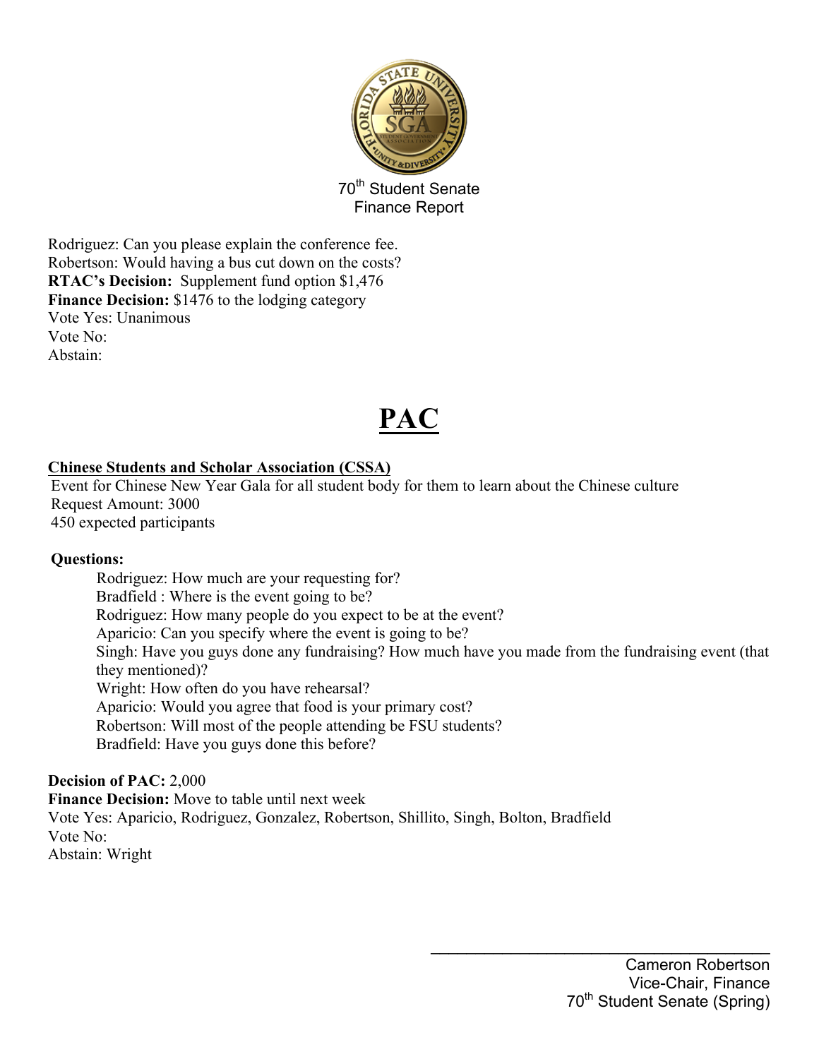70th Student Senate
Finance Report

Rodriguez: Can you please explain the conference fee.
Robertson: Would having a bus cut down on the costs?
**RTAC's Decision:** Supplement fund option $1,476
**Finance Decision:** $1476 to the lodging category
Vote Yes: Unanimous
Vote No:
Abstain:

# PAC

**Chinese Students and Scholar Association (CSSA)**

Event for Chinese New Year Gala for all student body for them to learn about the Chinese culture
Request Amount: 3000
450 expected participants

**Questions:**

Rodriguez: How much are your requesting for?
Bradfield : Where is the event going to be?
Rodriguez: How many people do you expect to be at the event?
Aparicio: Can you specify where the event is going to be?
Singh: Have you guys done any fundraising? How much have you made from the fundraising event (that they mentioned)?
Wright: How often do you have rehearsal?
Aparicio: Would you agree that food is your primary cost?
Robertson: Will most of the people attending be FSU students?
Bradfield: Have you guys done this before?

**Decision of PAC:** 2,000
**Finance Decision:** Move to table until next week
Vote Yes: Aparicio, Rodriguez, Gonzalez, Robertson, Shillito, Singh, Bolton, Bradfield
Vote No:
Abstain: Wright

Cameron Robertson
Vice-Chair, Finance
70th Student Senate (Spring)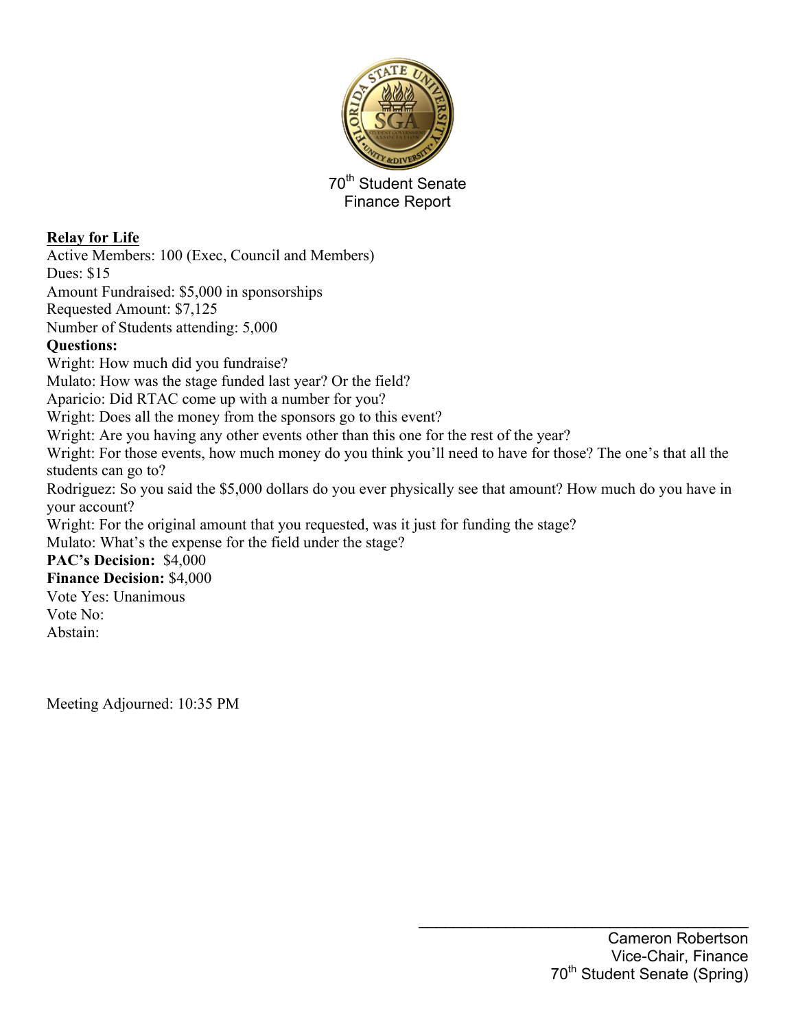70th Student Senate
Finance Report

**Relay for Life**

Active Members: 100 (Exec, Council and Members)
Dues: $15
Amount Fundraised: $5,000 in sponsorships
Requested Amount: $7,125
Number of Students attending: 5,000

**Questions:**

Wright: How much did you fundraise?
Mulato: How was the stage funded last year? Or the field?
Aparicio: Did RTAC come up with a number for you?
Wright: Does all the money from the sponsors go to this event?
Wright: Are you having any other events other than this one for the rest of the year?
Wright: For those events, how much money do you think you'll need to have for those? The one's that all the students can go to?
Rodriguez: So you said the $5,000 dollars do you ever physically see that amount? How much do you have in your account?
Wright: For the original amount that you requested, was it just for funding the stage?
Mulato: What's the expense for the field under the stage?

**PAC's Decision:** $4,000
**Finance Decision:** $4,000
Vote Yes: Unanimous
Vote No:
Abstain:

Meeting Adjourned: 10:35 PM

Cameron Robertson
Vice-Chair, Finance
70th Student Senate (Spring)